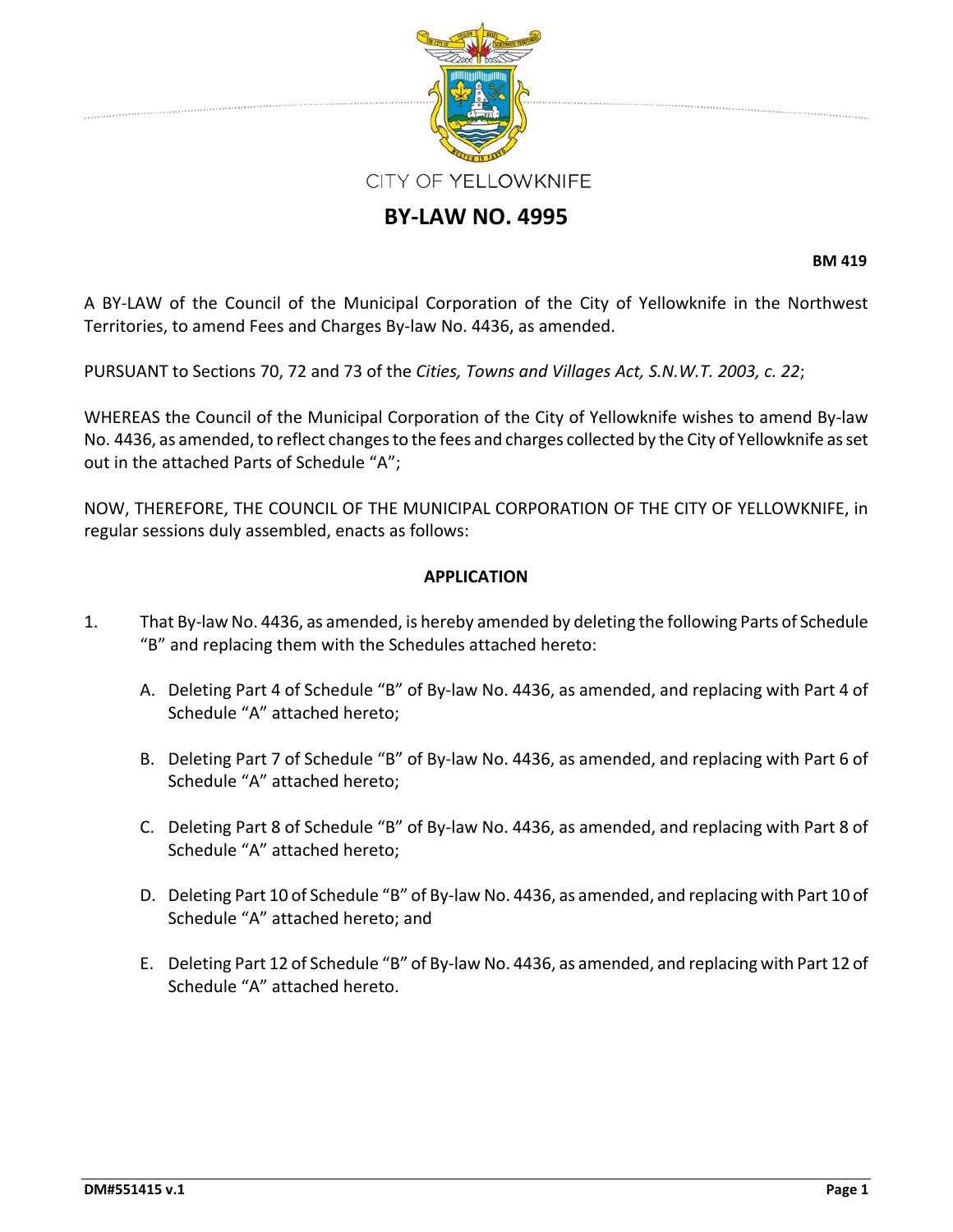CITY OF YELLOWKNIFE

# BY-LAW NO. 4995

**BM 419**

A BY-LAW of the Council of the Municipal Corporation of the City of Yellowknife in the Northwest Territories, to amend Fees and Charges By-law No. 4436, as amended.

PURSUANT to Sections 70, 72 and 73 of the *Cities, Towns and Villages Act, S.N.W.T. 2003, c. 22*;

WHEREAS the Council of the Municipal Corporation of the City of Yellowknife wishes to amend By-law No. 4436, as amended, to reflect changes to the fees and charges collected by the City of Yellowknife as set out in the attached Parts of Schedule "A";

NOW, THEREFORE, THE COUNCIL OF THE MUNICIPAL CORPORATION OF THE CITY OF YELLOWKNIFE, in regular sessions duly assembled, enacts as follows:

**APPLICATION**

1. That By-law No. 4436, as amended, is hereby amended by deleting the following Parts of Schedule "B" and replacing them with the Schedules attached hereto:

   A. Deleting Part 4 of Schedule "B" of By-law No. 4436, as amended, and replacing with Part 4 of Schedule "A" attached hereto;

   B. Deleting Part 7 of Schedule "B" of By-law No. 4436, as amended, and replacing with Part 6 of Schedule "A" attached hereto;

   C. Deleting Part 8 of Schedule "B" of By-law No. 4436, as amended, and replacing with Part 8 of Schedule "A" attached hereto;

   D. Deleting Part 10 of Schedule "B" of By-law No. 4436, as amended, and replacing with Part 10 of Schedule "A" attached hereto; and

   E. Deleting Part 12 of Schedule "B" of By-law No. 4436, as amended, and replacing with Part 12 of Schedule "A" attached hereto.

DM#551415 v.1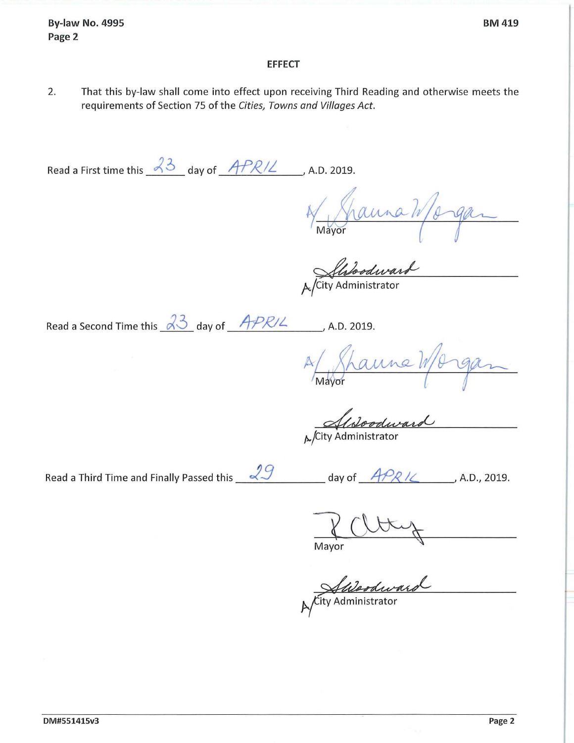## EFFECT

2. That this by-law shall come into effect upon receiving Third Reading and otherwise meets the requirements of Section 75 of the *Cities, Towns and Villages Act.*

Read a First time this 23 day of APRIL, A.D. 2019.

A/ Shauna Morgan
Mayor

S. Woodward
A/City Administrator

Read a Second Time this 23 day of APRIL, A.D. 2019.

A/ Shauna Morgan
Mayor

S. Woodward
A/City Administrator

Read a Third Time and Finally Passed this 29 day of APRIL, A.D., 2019.

R. Alty
Mayor

S. Woodward
A/City Administrator

DM#551415v3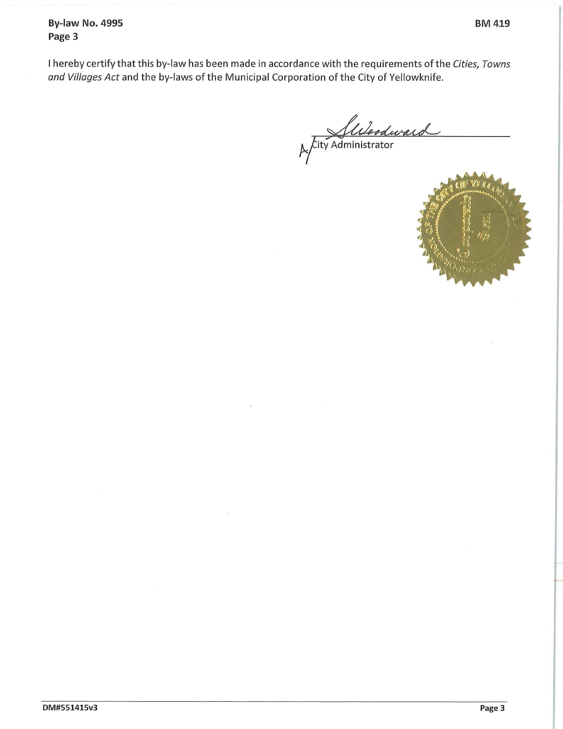I hereby certify that this by-law has been made in accordance with the requirements of the *Cities, Towns and Villages Act* and the by-laws of the Municipal Corporation of the City of Yellowknife.

A/City Administrator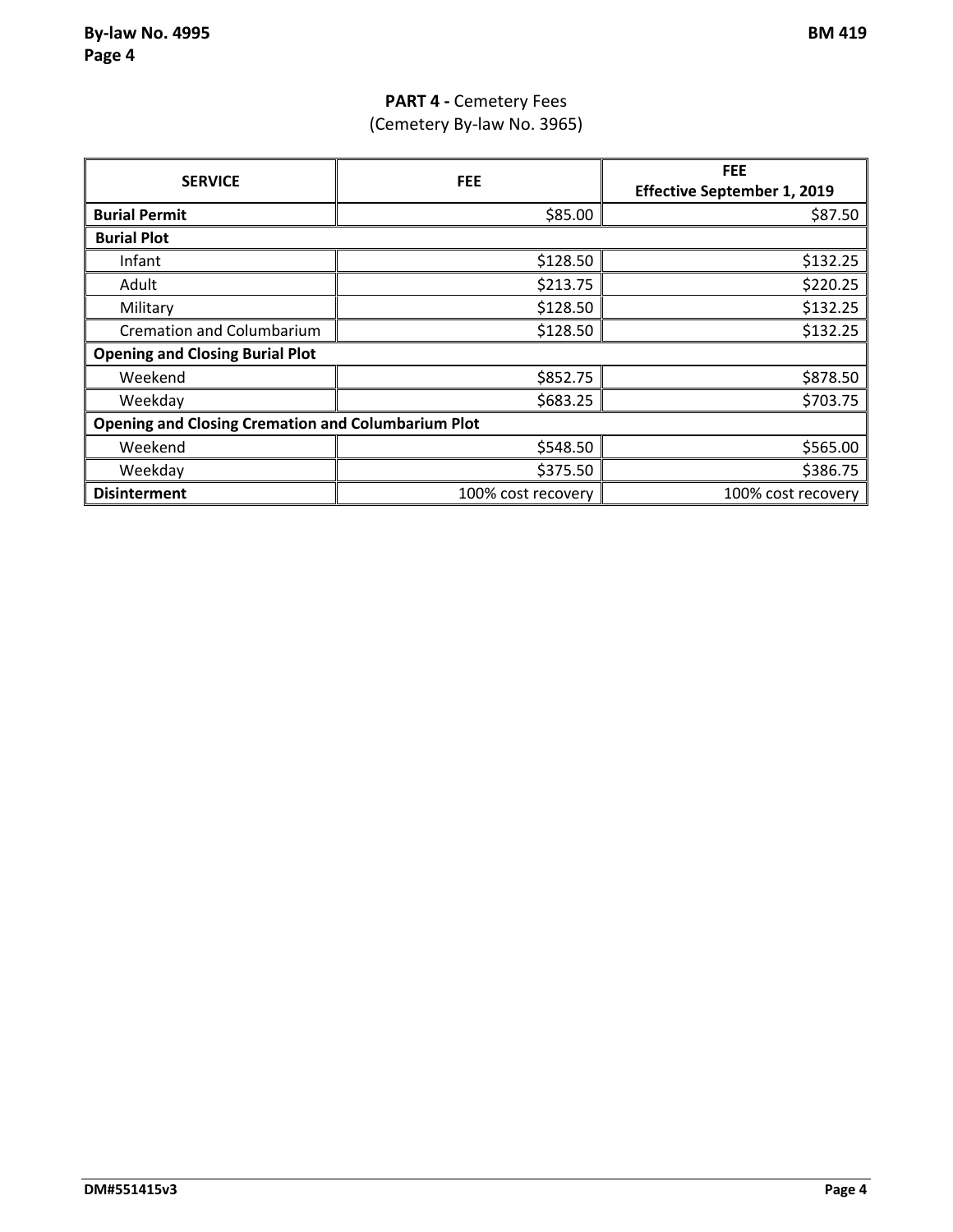## **PART 4 -** Cemetery Fees
(Cemetery By-law No. 3965)

| **SERVICE** | **FEE** | **FEE Effective September 1, 2019** |
|---|---|---|
| **Burial Permit** | $85.00 | $87.50 |
| **Burial Plot** | | |
| Infant | $128.50 | $132.25 |
| Adult | $213.75 | $220.25 |
| Military | $128.50 | $132.25 |
| Cremation and Columbarium | $128.50 | $132.25 |
| **Opening and Closing Burial Plot** | | |
| Weekend | $852.75 | $878.50 |
| Weekday | $683.25 | $703.75 |
| **Opening and Closing Cremation and Columbarium Plot** | | |
| Weekend | $548.50 | $565.00 |
| Weekday | $375.50 | $386.75 |
| **Disinterment** | 100% cost recovery | 100% cost recovery |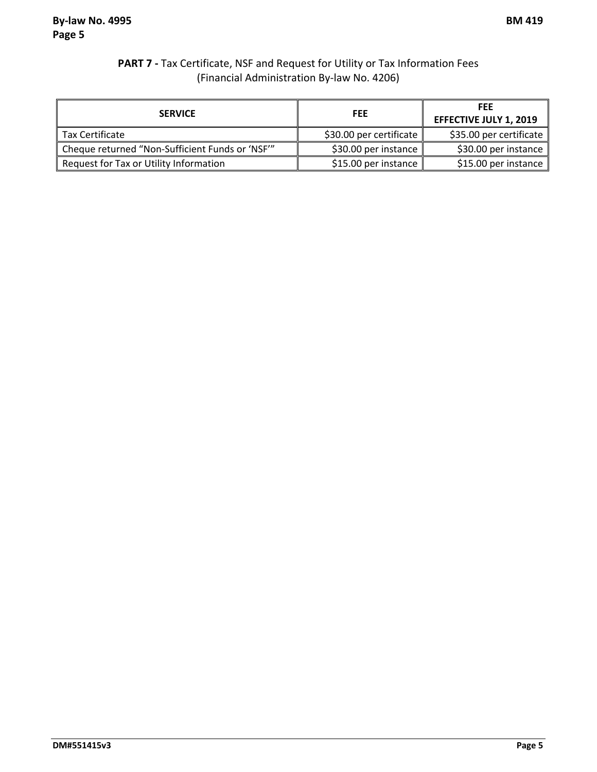**PART 7 -** Tax Certificate, NSF and Request for Utility or Tax Information Fees
(Financial Administration By-law No. 4206)

| SERVICE | FEE | FEE EFFECTIVE JULY 1, 2019 |
|---|---|---|
| Tax Certificate | $30.00 per certificate | $35.00 per certificate |
| Cheque returned "Non-Sufficient Funds or 'NSF'" | $30.00 per instance | $30.00 per instance |
| Request for Tax or Utility Information | $15.00 per instance | $15.00 per instance |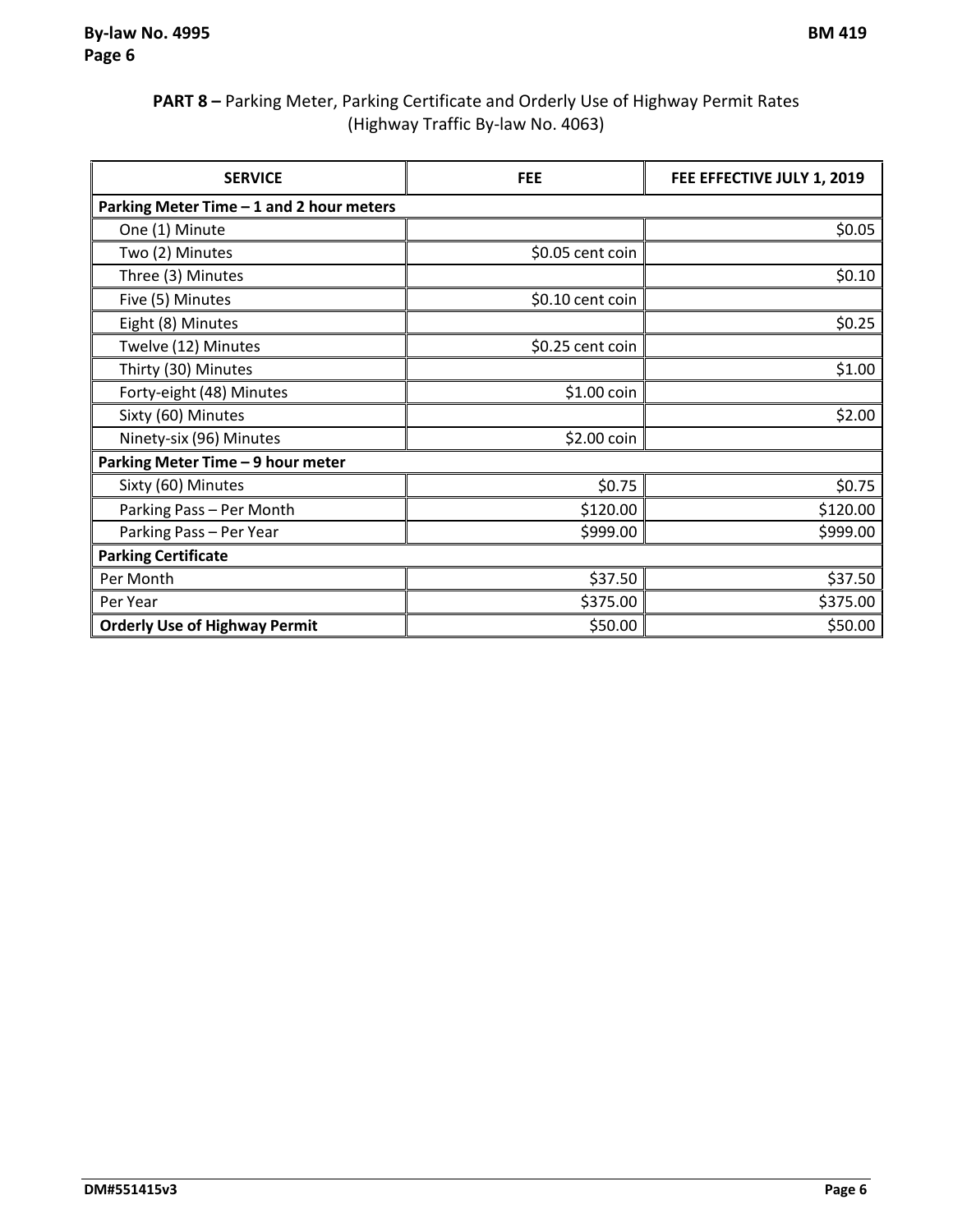**PART 8 –** Parking Meter, Parking Certificate and Orderly Use of Highway Permit Rates (Highway Traffic By-law No. 4063)

| SERVICE | FEE | FEE EFFECTIVE JULY 1, 2019 |
|---|---|---|
| **Parking Meter Time – 1 and 2 hour meters** | | |
| One (1) Minute | | $0.05 |
| Two (2) Minutes | $0.05 cent coin | |
| Three (3) Minutes | | $0.10 |
| Five (5) Minutes | $0.10 cent coin | |
| Eight (8) Minutes | | $0.25 |
| Twelve (12) Minutes | $0.25 cent coin | |
| Thirty (30) Minutes | | $1.00 |
| Forty-eight (48) Minutes | $1.00 coin | |
| Sixty (60) Minutes | | $2.00 |
| Ninety-six (96) Minutes | $2.00 coin | |
| **Parking Meter Time – 9 hour meter** | | |
| Sixty (60) Minutes | $0.75 | $0.75 |
| Parking Pass – Per Month | $120.00 | $120.00 |
| Parking Pass – Per Year | $999.00 | $999.00 |
| **Parking Certificate** | | |
| Per Month | $37.50 | $37.50 |
| Per Year | $375.00 | $375.00 |
| **Orderly Use of Highway Permit** | $50.00 | $50.00 |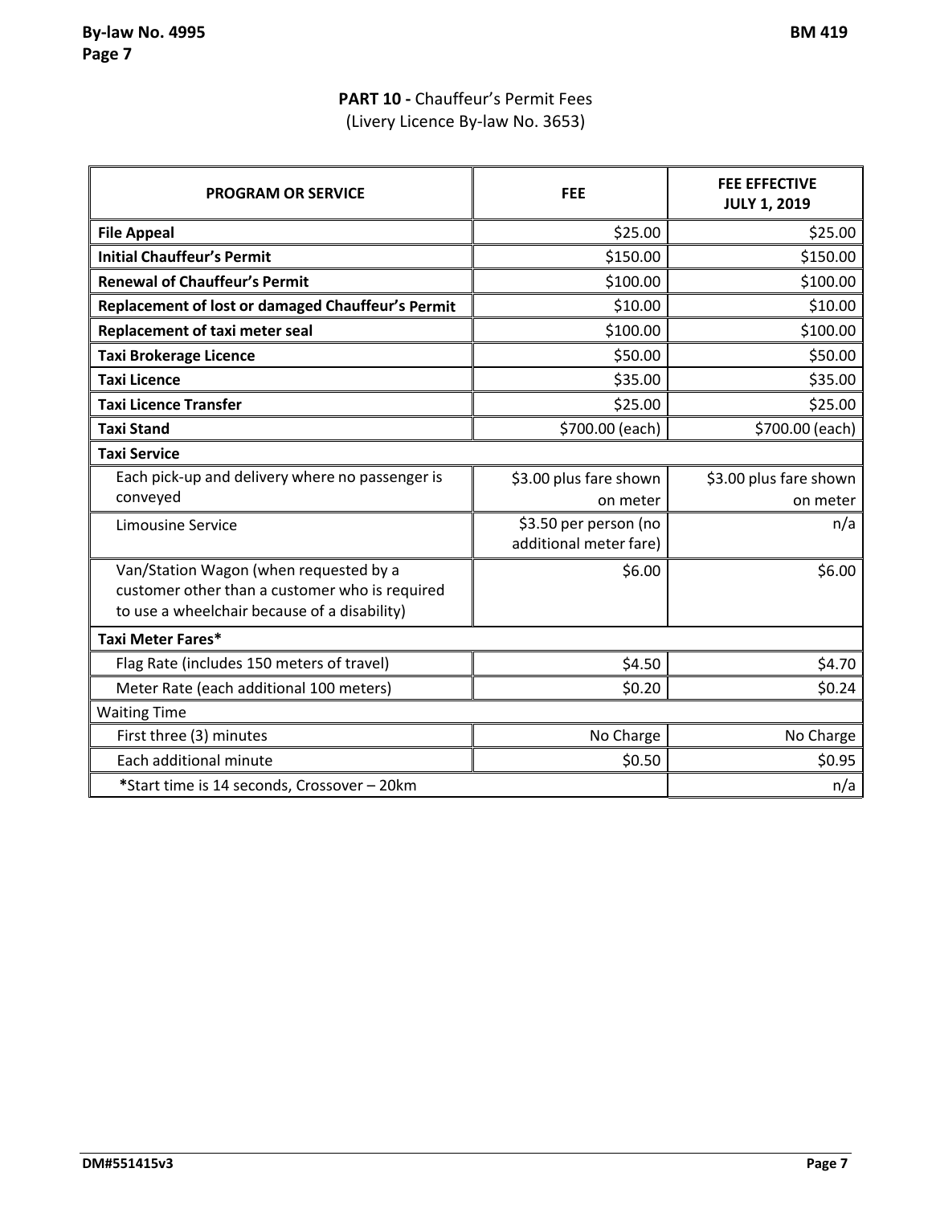## PART 10 - Chauffeur's Permit Fees
(Livery Licence By-law No. 3653)

| PROGRAM OR SERVICE | FEE | FEE EFFECTIVE JULY 1, 2019 |
|---|---|---|
| **File Appeal** | $25.00 | $25.00 |
| **Initial Chauffeur's Permit** | $150.00 | $150.00 |
| **Renewal of Chauffeur's Permit** | $100.00 | $100.00 |
| **Replacement of lost or damaged Chauffeur's Permit** | $10.00 | $10.00 |
| **Replacement of taxi meter seal** | $100.00 | $100.00 |
| **Taxi Brokerage Licence** | $50.00 | $50.00 |
| **Taxi Licence** | $35.00 | $35.00 |
| **Taxi Licence Transfer** | $25.00 | $25.00 |
| **Taxi Stand** | $700.00 (each) | $700.00 (each) |
| **Taxi Service** | | |
| Each pick-up and delivery where no passenger is conveyed | $3.00 plus fare shown on meter | $3.00 plus fare shown on meter |
| Limousine Service | $3.50 per person (no additional meter fare) | n/a |
| Van/Station Wagon (when requested by a customer other than a customer who is required to use a wheelchair because of a disability) | $6.00 | $6.00 |
| **Taxi Meter Fares*** | | |
| Flag Rate (includes 150 meters of travel) | $4.50 | $4.70 |
| Meter Rate (each additional 100 meters) | $0.20 | $0.24 |
| Waiting Time | | |
| First three (3) minutes | No Charge | No Charge |
| Each additional minute | $0.50 | $0.95 |
| ***Start time is 14 seconds, Crossover – 20km** | | n/a |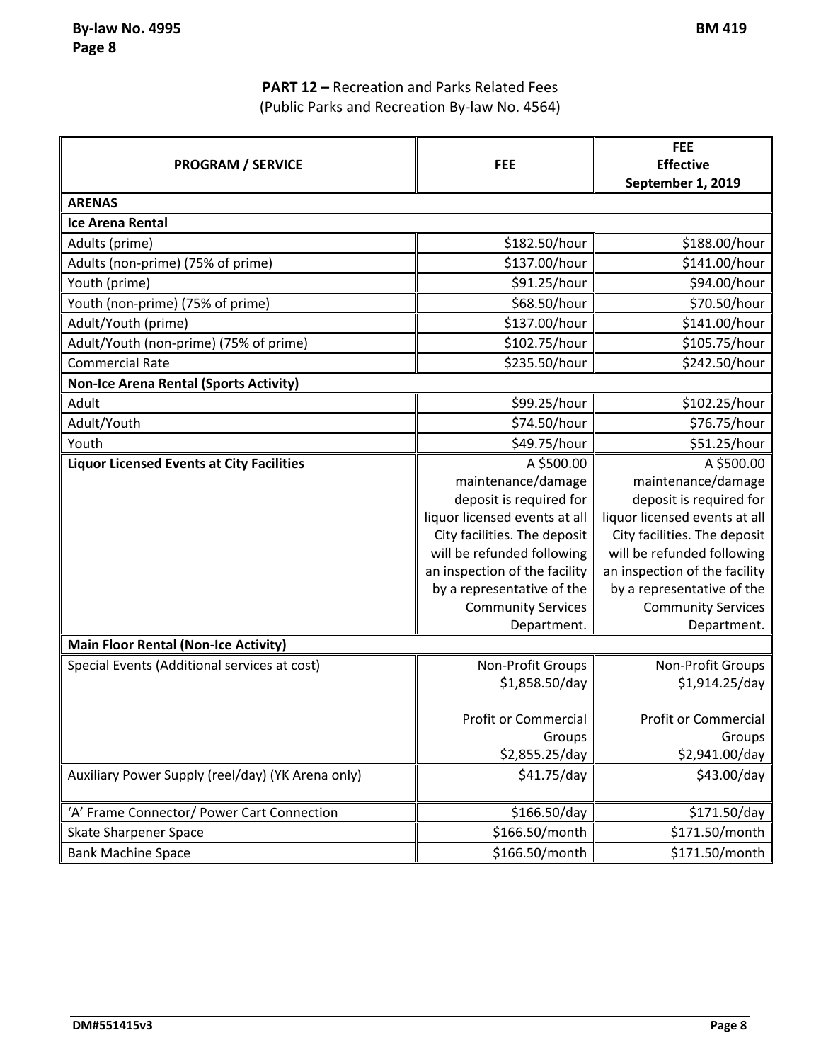**PART 12 –** Recreation and Parks Related Fees
(Public Parks and Recreation By-law No. 4564)

| PROGRAM / SERVICE | FEE | FEE Effective September 1, 2019 |
|---|---|---|
| **ARENAS** | | |
| **Ice Arena Rental** | | |
| Adults (prime) | $182.50/hour | $188.00/hour |
| Adults (non-prime) (75% of prime) | $137.00/hour | $141.00/hour |
| Youth (prime) | $91.25/hour | $94.00/hour |
| Youth (non-prime) (75% of prime) | $68.50/hour | $70.50/hour |
| Adult/Youth (prime) | $137.00/hour | $141.00/hour |
| Adult/Youth (non-prime) (75% of prime) | $102.75/hour | $105.75/hour |
| Commercial Rate | $235.50/hour | $242.50/hour |
| **Non-Ice Arena Rental (Sports Activity)** | | |
| Adult | $99.25/hour | $102.25/hour |
| Adult/Youth | $74.50/hour | $76.75/hour |
| Youth | $49.75/hour | $51.25/hour |
| **Liquor Licensed Events at City Facilities** | A $500.00 maintenance/damage deposit is required for liquor licensed events at all City facilities. The deposit will be refunded following an inspection of the facility by a representative of the Community Services Department. | A $500.00 maintenance/damage deposit is required for liquor licensed events at all City facilities. The deposit will be refunded following an inspection of the facility by a representative of the Community Services Department. |
| **Main Floor Rental (Non-Ice Activity)** | | |
| Special Events (Additional services at cost) | Non-Profit Groups $1,858.50/day<br><br>Profit or Commercial Groups $2,855.25/day | Non-Profit Groups $1,914.25/day<br><br>Profit or Commercial Groups $2,941.00/day |
| Auxiliary Power Supply (reel/day) (YK Arena only) | $41.75/day | $43.00/day |
| 'A' Frame Connector/ Power Cart Connection | $166.50/day | $171.50/day |
| Skate Sharpener Space | $166.50/month | $171.50/month |
| Bank Machine Space | $166.50/month | $171.50/month |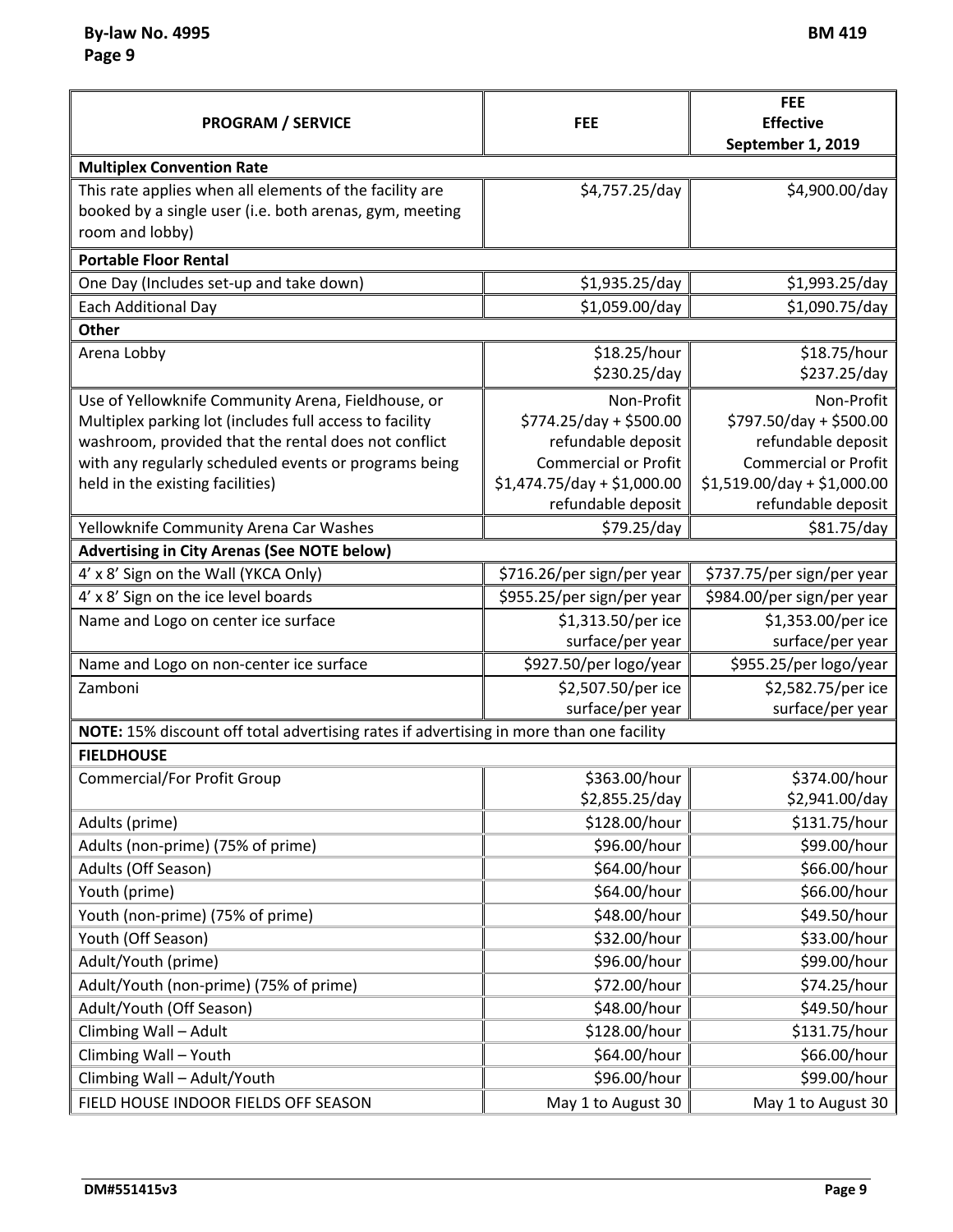| PROGRAM / SERVICE | FEE | FEE Effective September 1, 2019 |
|---|---|---|
| **Multiplex Convention Rate** | | |
| This rate applies when all elements of the facility are booked by a single user (i.e. both arenas, gym, meeting room and lobby) | $4,757.25/day | $4,900.00/day |
| **Portable Floor Rental** | | |
| One Day (Includes set-up and take down) | $1,935.25/day | $1,993.25/day |
| Each Additional Day | $1,059.00/day | $1,090.75/day |
| **Other** | | |
| Arena Lobby | $18.25/hour<br>$230.25/day | $18.75/hour<br>$237.25/day |
| Use of Yellowknife Community Arena, Fieldhouse, or Multiplex parking lot (includes full access to facility washroom, provided that the rental does not conflict with any regularly scheduled events or programs being held in the existing facilities) | Non-Profit<br>$774.25/day + $500.00 refundable deposit<br>Commercial or Profit<br>$1,474.75/day + $1,000.00 refundable deposit | Non-Profit<br>$797.50/day + $500.00 refundable deposit<br>Commercial or Profit<br>$1,519.00/day + $1,000.00 refundable deposit |
| Yellowknife Community Arena Car Washes | $79.25/day | $81.75/day |
| **Advertising in City Arenas (See NOTE below)** | | |
| 4' x 8' Sign on the Wall (YKCA Only) | $716.26/per sign/per year | $737.75/per sign/per year |
| 4' x 8' Sign on the ice level boards | $955.25/per sign/per year | $984.00/per sign/per year |
| Name and Logo on center ice surface | $1,313.50/per ice surface/per year | $1,353.00/per ice surface/per year |
| Name and Logo on non-center ice surface | $927.50/per logo/year | $955.25/per logo/year |
| Zamboni | $2,507.50/per ice surface/per year | $2,582.75/per ice surface/per year |
| **NOTE:** 15% discount off total advertising rates if advertising in more than one facility | | |
| **FIELDHOUSE** | | |
| Commercial/For Profit Group | $363.00/hour<br>$2,855.25/day | $374.00/hour<br>$2,941.00/day |
| Adults (prime) | $128.00/hour | $131.75/hour |
| Adults (non-prime) (75% of prime) | $96.00/hour | $99.00/hour |
| Adults (Off Season) | $64.00/hour | $66.00/hour |
| Youth (prime) | $64.00/hour | $66.00/hour |
| Youth (non-prime) (75% of prime) | $48.00/hour | $49.50/hour |
| Youth (Off Season) | $32.00/hour | $33.00/hour |
| Adult/Youth (prime) | $96.00/hour | $99.00/hour |
| Adult/Youth (non-prime) (75% of prime) | $72.00/hour | $74.25/hour |
| Adult/Youth (Off Season) | $48.00/hour | $49.50/hour |
| Climbing Wall – Adult | $128.00/hour | $131.75/hour |
| Climbing Wall – Youth | $64.00/hour | $66.00/hour |
| Climbing Wall – Adult/Youth | $96.00/hour | $99.00/hour |
| FIELD HOUSE INDOOR FIELDS OFF SEASON | May 1 to August 30 | May 1 to August 30 |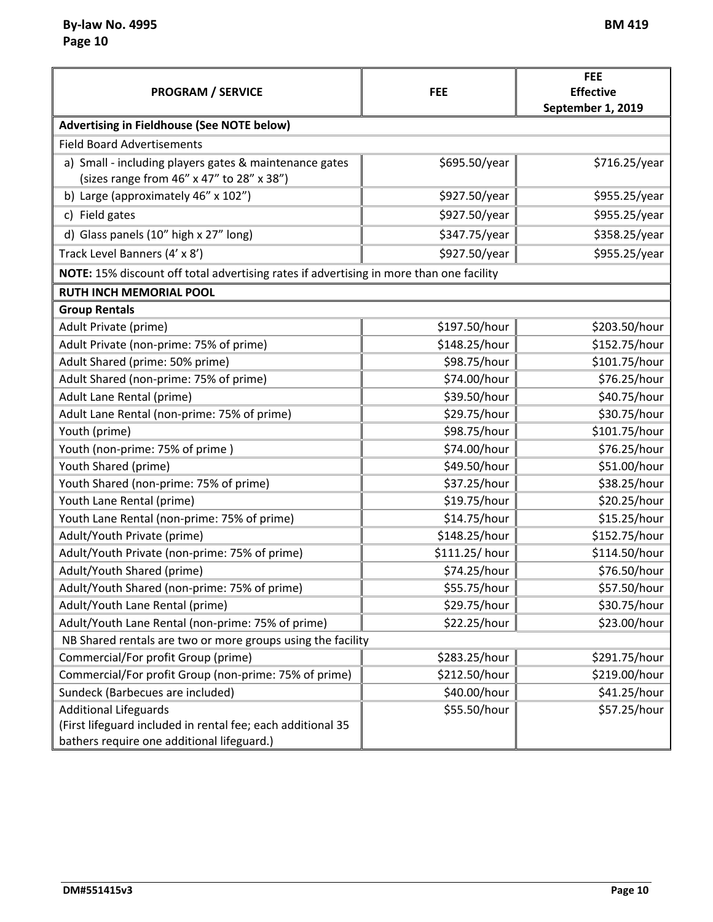| PROGRAM / SERVICE | FEE | FEE Effective September 1, 2019 |
|---|---|---|
| **Advertising in Fieldhouse (See NOTE below)** | | |
| Field Board Advertisements | | |
| a) Small - including players gates & maintenance gates (sizes range from 46" x 47" to 28" x 38") | $695.50/year | $716.25/year |
| b) Large (approximately 46" x 102") | $927.50/year | $955.25/year |
| c) Field gates | $927.50/year | $955.25/year |
| d) Glass panels (10" high x 27" long) | $347.75/year | $358.25/year |
| Track Level Banners (4' x 8') | $927.50/year | $955.25/year |
| **NOTE:** 15% discount off total advertising rates if advertising in more than one facility | | |
| **RUTH INCH MEMORIAL POOL** | | |
| **Group Rentals** | | |
| Adult Private (prime) | $197.50/hour | $203.50/hour |
| Adult Private (non-prime: 75% of prime) | $148.25/hour | $152.75/hour |
| Adult Shared (prime: 50% prime) | $98.75/hour | $101.75/hour |
| Adult Shared (non-prime: 75% of prime) | $74.00/hour | $76.25/hour |
| Adult Lane Rental (prime) | $39.50/hour | $40.75/hour |
| Adult Lane Rental (non-prime: 75% of prime) | $29.75/hour | $30.75/hour |
| Youth (prime) | $98.75/hour | $101.75/hour |
| Youth (non-prime: 75% of prime ) | $74.00/hour | $76.25/hour |
| Youth Shared (prime) | $49.50/hour | $51.00/hour |
| Youth Shared (non-prime: 75% of prime) | $37.25/hour | $38.25/hour |
| Youth Lane Rental (prime) | $19.75/hour | $20.25/hour |
| Youth Lane Rental (non-prime: 75% of prime) | $14.75/hour | $15.25/hour |
| Adult/Youth Private (prime) | $148.25/hour | $152.75/hour |
| Adult/Youth Private (non-prime: 75% of prime) | $111.25/ hour | $114.50/hour |
| Adult/Youth Shared (prime) | $74.25/hour | $76.50/hour |
| Adult/Youth Shared (non-prime: 75% of prime) | $55.75/hour | $57.50/hour |
| Adult/Youth Lane Rental (prime) | $29.75/hour | $30.75/hour |
| Adult/Youth Lane Rental (non-prime: 75% of prime) | $22.25/hour | $23.00/hour |
| NB Shared rentals are two or more groups using the facility | | |
| Commercial/For profit Group (prime) | $283.25/hour | $291.75/hour |
| Commercial/For profit Group (non-prime: 75% of prime) | $212.50/hour | $219.00/hour |
| Sundeck (Barbecues are included) | $40.00/hour | $41.25/hour |
| Additional Lifeguards (First lifeguard included in rental fee; each additional 35 bathers require one additional lifeguard.) | $55.50/hour | $57.25/hour |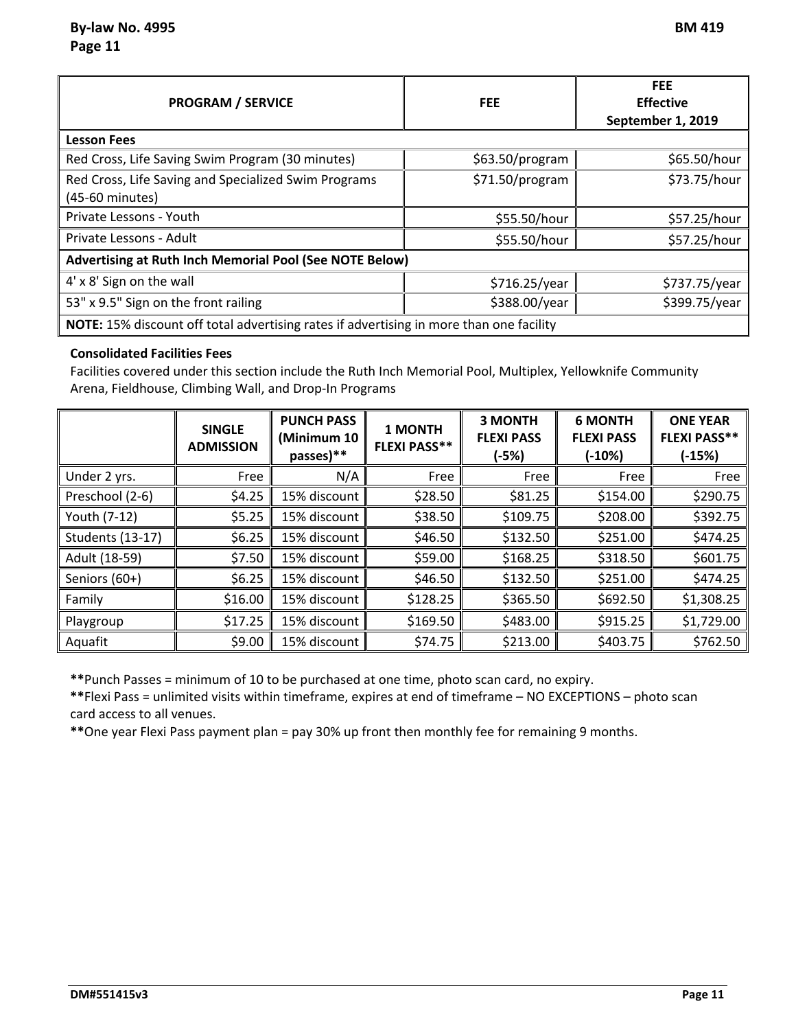| PROGRAM / SERVICE | FEE | FEE Effective September 1, 2019 |
|---|---|---|
| **Lesson Fees** | | |
| Red Cross, Life Saving Swim Program (30 minutes) | $63.50/program | $65.50/hour |
| Red Cross, Life Saving and Specialized Swim Programs (45-60 minutes) | $71.50/program | $73.75/hour |
| Private Lessons - Youth | $55.50/hour | $57.25/hour |
| Private Lessons - Adult | $55.50/hour | $57.25/hour |
| **Advertising at Ruth Inch Memorial Pool (See NOTE Below)** | | |
| 4' x 8' Sign on the wall | $716.25/year | $737.75/year |
| 53" x 9.5" Sign on the front railing | $388.00/year | $399.75/year |
| **NOTE:** 15% discount off total advertising rates if advertising in more than one facility | | |

**Consolidated Facilities Fees**

Facilities covered under this section include the Ruth Inch Memorial Pool, Multiplex, Yellowknife Community Arena, Fieldhouse, Climbing Wall, and Drop-In Programs

| | SINGLE ADMISSION | PUNCH PASS (Minimum 10 passes)** | 1 MONTH FLEXI PASS** | 3 MONTH FLEXI PASS (-5%) | 6 MONTH FLEXI PASS (-10%) | ONE YEAR FLEXI PASS** (-15%) |
|---|---|---|---|---|---|---|
| Under 2 yrs. | Free | N/A | Free | Free | Free | Free |
| Preschool (2-6) | $4.25 | 15% discount | $28.50 | $81.25 | $154.00 | $290.75 |
| Youth (7-12) | $5.25 | 15% discount | $38.50 | $109.75 | $208.00 | $392.75 |
| Students (13-17) | $6.25 | 15% discount | $46.50 | $132.50 | $251.00 | $474.25 |
| Adult (18-59) | $7.50 | 15% discount | $59.00 | $168.25 | $318.50 | $601.75 |
| Seniors (60+) | $6.25 | 15% discount | $46.50 | $132.50 | $251.00 | $474.25 |
| Family | $16.00 | 15% discount | $128.25 | $365.50 | $692.50 | $1,308.25 |
| Playgroup | $17.25 | 15% discount | $169.50 | $483.00 | $915.25 | $1,729.00 |
| Aquafit | $9.00 | 15% discount | $74.75 | $213.00 | $403.75 | $762.50 |

**Punch Passes = minimum of 10 to be purchased at one time, photo scan card, no expiry.

**Flexi Pass = unlimited visits within timeframe, expires at end of timeframe – NO EXCEPTIONS – photo scan card access to all venues.

**One year Flexi Pass payment plan = pay 30% up front then monthly fee for remaining 9 months.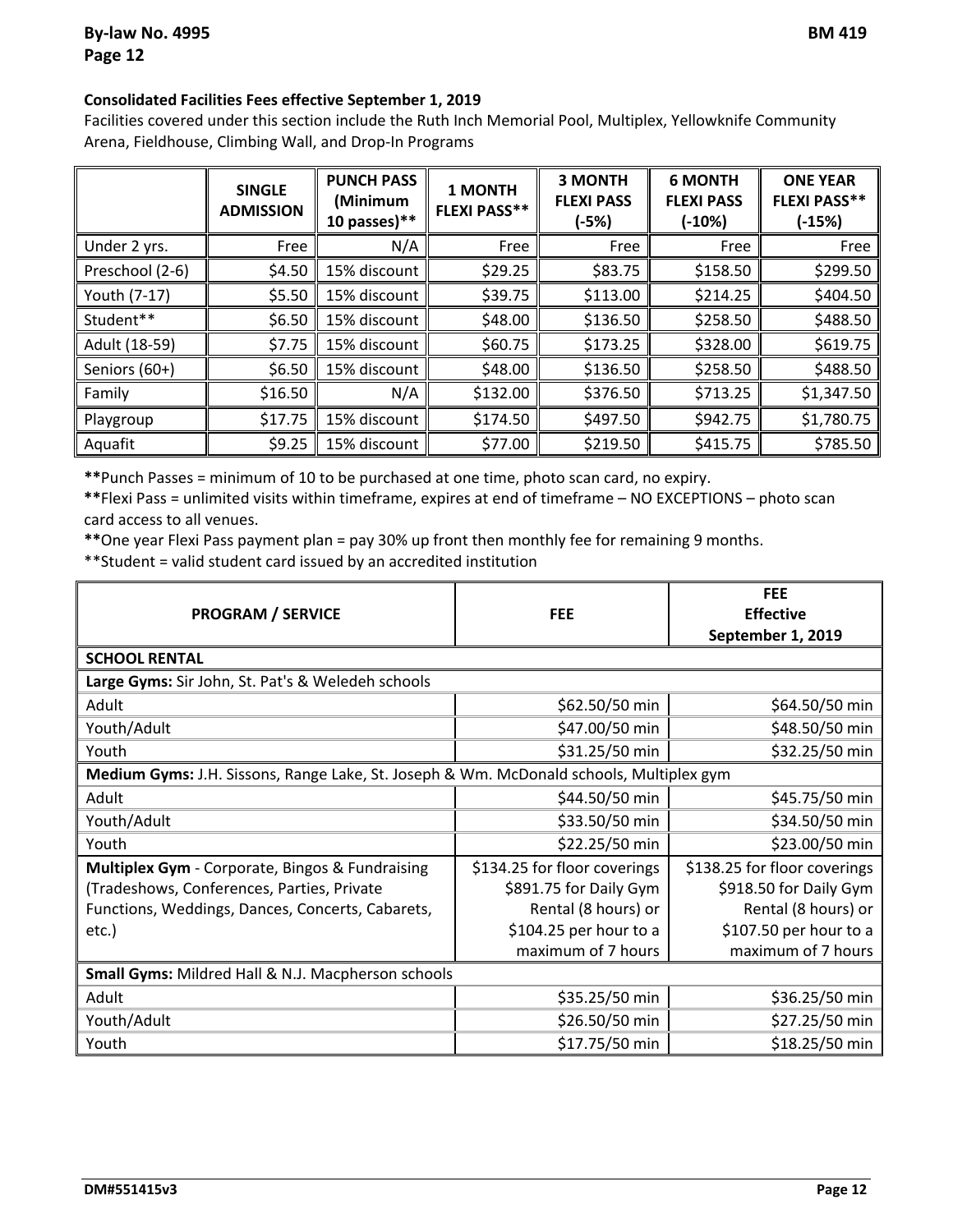**Consolidated Facilities Fees effective September 1, 2019**

Facilities covered under this section include the Ruth Inch Memorial Pool, Multiplex, Yellowknife Community Arena, Fieldhouse, Climbing Wall, and Drop-In Programs

| | SINGLE ADMISSION | PUNCH PASS (Minimum 10 passes)** | 1 MONTH FLEXI PASS** | 3 MONTH FLEXI PASS (-5%) | 6 MONTH FLEXI PASS (-10%) | ONE YEAR FLEXI PASS** (-15%) |
|---|---|---|---|---|---|---|
| Under 2 yrs. | Free | N/A | Free | Free | Free | Free |
| Preschool (2-6) | $4.50 | 15% discount | $29.25 | $83.75 | $158.50 | $299.50 |
| Youth (7-17) | $5.50 | 15% discount | $39.75 | $113.00 | $214.25 | $404.50 |
| Student** | $6.50 | 15% discount | $48.00 | $136.50 | $258.50 | $488.50 |
| Adult (18-59) | $7.75 | 15% discount | $60.75 | $173.25 | $328.00 | $619.75 |
| Seniors (60+) | $6.50 | 15% discount | $48.00 | $136.50 | $258.50 | $488.50 |
| Family | $16.50 | N/A | $132.00 | $376.50 | $713.25 | $1,347.50 |
| Playgroup | $17.75 | 15% discount | $174.50 | $497.50 | $942.75 | $1,780.75 |
| Aquafit | $9.25 | 15% discount | $77.00 | $219.50 | $415.75 | $785.50 |

**Punch Passes = minimum of 10 to be purchased at one time, photo scan card, no expiry.

**Flexi Pass = unlimited visits within timeframe, expires at end of timeframe – NO EXCEPTIONS – photo scan card access to all venues.

**One year Flexi Pass payment plan = pay 30% up front then monthly fee for remaining 9 months.

**Student = valid student card issued by an accredited institution

| PROGRAM / SERVICE | FEE | FEE Effective September 1, 2019 |
|---|---|---|
| **SCHOOL RENTAL** | | |
| **Large Gyms:** Sir John, St. Pat's & Weledeh schools | | |
| Adult | $62.50/50 min | $64.50/50 min |
| Youth/Adult | $47.00/50 min | $48.50/50 min |
| Youth | $31.25/50 min | $32.25/50 min |
| **Medium Gyms:** J.H. Sissons, Range Lake, St. Joseph & Wm. McDonald schools, Multiplex gym | | |
| Adult | $44.50/50 min | $45.75/50 min |
| Youth/Adult | $33.50/50 min | $34.50/50 min |
| Youth | $22.25/50 min | $23.00/50 min |
| **Multiplex Gym** - Corporate, Bingos & Fundraising (Tradeshows, Conferences, Parties, Private Functions, Weddings, Dances, Concerts, Cabarets, etc.) | $134.25 for floor coverings $891.75 for Daily Gym Rental (8 hours) or $104.25 per hour to a maximum of 7 hours | $138.25 for floor coverings $918.50 for Daily Gym Rental (8 hours) or $107.50 per hour to a maximum of 7 hours |
| **Small Gyms:** Mildred Hall & N.J. Macpherson schools | | |
| Adult | $35.25/50 min | $36.25/50 min |
| Youth/Adult | $26.50/50 min | $27.25/50 min |
| Youth | $17.75/50 min | $18.25/50 min |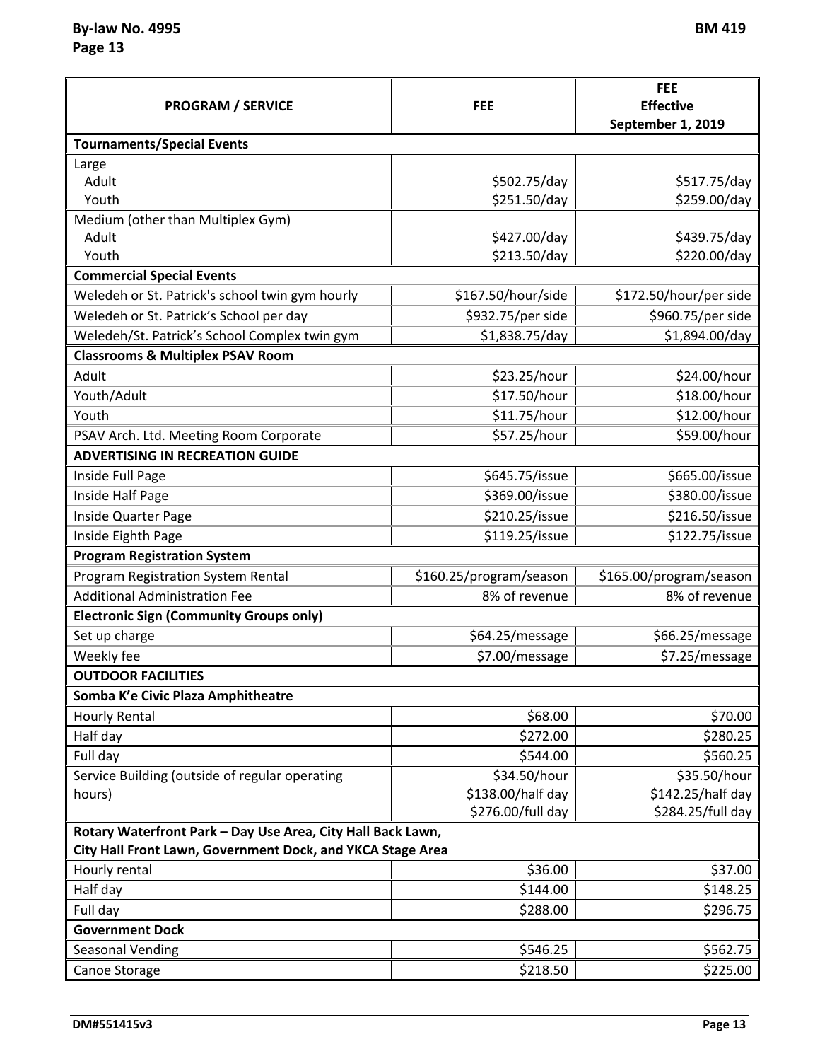| PROGRAM / SERVICE | FEE | FEE Effective September 1, 2019 |
|---|---|---|
| **Tournaments/Special Events** | | |
| Large<br>Adult<br>Youth | <br>$502.75/day<br>$251.50/day | <br>$517.75/day<br>$259.00/day |
| Medium (other than Multiplex Gym)<br>Adult<br>Youth | <br>$427.00/day<br>$213.50/day | <br>$439.75/day<br>$220.00/day |
| **Commercial Special Events** | | |
| Weledeh or St. Patrick's school twin gym hourly | $167.50/hour/side | $172.50/hour/per side |
| Weledeh or St. Patrick's School per day | $932.75/per side | $960.75/per side |
| Weledeh/St. Patrick's School Complex twin gym | $1,838.75/day | $1,894.00/day |
| **Classrooms & Multiplex PSAV Room** | | |
| Adult | $23.25/hour | $24.00/hour |
| Youth/Adult | $17.50/hour | $18.00/hour |
| Youth | $11.75/hour | $12.00/hour |
| PSAV Arch. Ltd. Meeting Room Corporate | $57.25/hour | $59.00/hour |
| **ADVERTISING IN RECREATION GUIDE** | | |
| Inside Full Page | $645.75/issue | $665.00/issue |
| Inside Half Page | $369.00/issue | $380.00/issue |
| Inside Quarter Page | $210.25/issue | $216.50/issue |
| Inside Eighth Page | $119.25/issue | $122.75/issue |
| **Program Registration System** | | |
| Program Registration System Rental | $160.25/program/season | $165.00/program/season |
| Additional Administration Fee | 8% of revenue | 8% of revenue |
| **Electronic Sign (Community Groups only)** | | |
| Set up charge | $64.25/message | $66.25/message |
| Weekly fee | $7.00/message | $7.25/message |
| **OUTDOOR FACILITIES** | | |
| **Somba K'e Civic Plaza Amphitheatre** | | |
| Hourly Rental | $68.00 | $70.00 |
| Half day | $272.00 | $280.25 |
| Full day | $544.00 | $560.25 |
| Service Building (outside of regular operating hours) | $34.50/hour<br>$138.00/half day<br>$276.00/full day | $35.50/hour<br>$142.25/half day<br>$284.25/full day |
| **Rotary Waterfront Park – Day Use Area, City Hall Back Lawn, City Hall Front Lawn, Government Dock, and YKCA Stage Area** | | |
| Hourly rental | $36.00 | $37.00 |
| Half day | $144.00 | $148.25 |
| Full day | $288.00 | $296.75 |
| **Government Dock** | | |
| Seasonal Vending | $546.25 | $562.75 |
| Canoe Storage | $218.50 | $225.00 |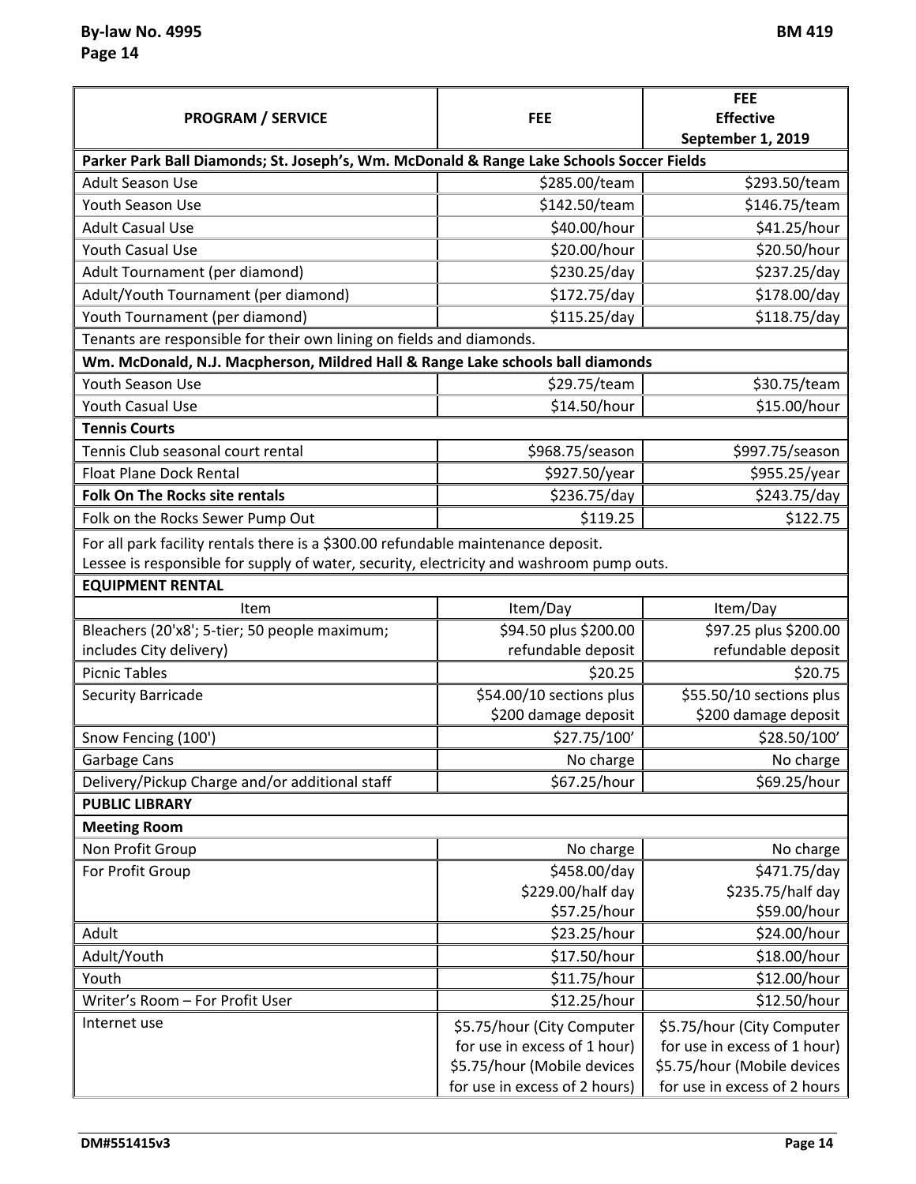| PROGRAM / SERVICE | FEE | FEE Effective September 1, 2019 |
|---|---|---|
| **Parker Park Ball Diamonds; St. Joseph's, Wm. McDonald & Range Lake Schools Soccer Fields** | | |
| Adult Season Use | $285.00/team | $293.50/team |
| Youth Season Use | $142.50/team | $146.75/team |
| Adult Casual Use | $40.00/hour | $41.25/hour |
| Youth Casual Use | $20.00/hour | $20.50/hour |
| Adult Tournament (per diamond) | $230.25/day | $237.25/day |
| Adult/Youth Tournament (per diamond) | $172.75/day | $178.00/day |
| Youth Tournament (per diamond) | $115.25/day | $118.75/day |
| Tenants are responsible for their own lining on fields and diamonds. | | |
| **Wm. McDonald, N.J. Macpherson, Mildred Hall & Range Lake schools ball diamonds** | | |
| Youth Season Use | $29.75/team | $30.75/team |
| Youth Casual Use | $14.50/hour | $15.00/hour |
| **Tennis Courts** | | |
| Tennis Club seasonal court rental | $968.75/season | $997.75/season |
| Float Plane Dock Rental | $927.50/year | $955.25/year |
| **Folk On The Rocks site rentals** | $236.75/day | $243.75/day |
| Folk on the Rocks Sewer Pump Out | $119.25 | $122.75 |
| For all park facility rentals there is a $300.00 refundable maintenance deposit. Lessee is responsible for supply of water, security, electricity and washroom pump outs. | | |
| **EQUIPMENT RENTAL** | | |
| Item | Item/Day | Item/Day |
| Bleachers (20'x8'; 5-tier; 50 people maximum; includes City delivery) | $94.50 plus $200.00 refundable deposit | $97.25 plus $200.00 refundable deposit |
| Picnic Tables | $20.25 | $20.75 |
| Security Barricade | $54.00/10 sections plus $200 damage deposit | $55.50/10 sections plus $200 damage deposit |
| Snow Fencing (100') | $27.75/100' | $28.50/100' |
| Garbage Cans | No charge | No charge |
| Delivery/Pickup Charge and/or additional staff | $67.25/hour | $69.25/hour |
| **PUBLIC LIBRARY** | | |
| **Meeting Room** | | |
| Non Profit Group | No charge | No charge |
| For Profit Group | $458.00/day<br>$229.00/half day<br>$57.25/hour | $471.75/day<br>$235.75/half day<br>$59.00/hour |
| Adult | $23.25/hour | $24.00/hour |
| Adult/Youth | $17.50/hour | $18.00/hour |
| Youth | $11.75/hour | $12.00/hour |
| Writer's Room – For Profit User | $12.25/hour | $12.50/hour |
| Internet use | $5.75/hour (City Computer for use in excess of 1 hour)<br>$5.75/hour (Mobile devices for use in excess of 2 hours) | $5.75/hour (City Computer for use in excess of 1 hour)<br>$5.75/hour (Mobile devices for use in excess of 2 hours |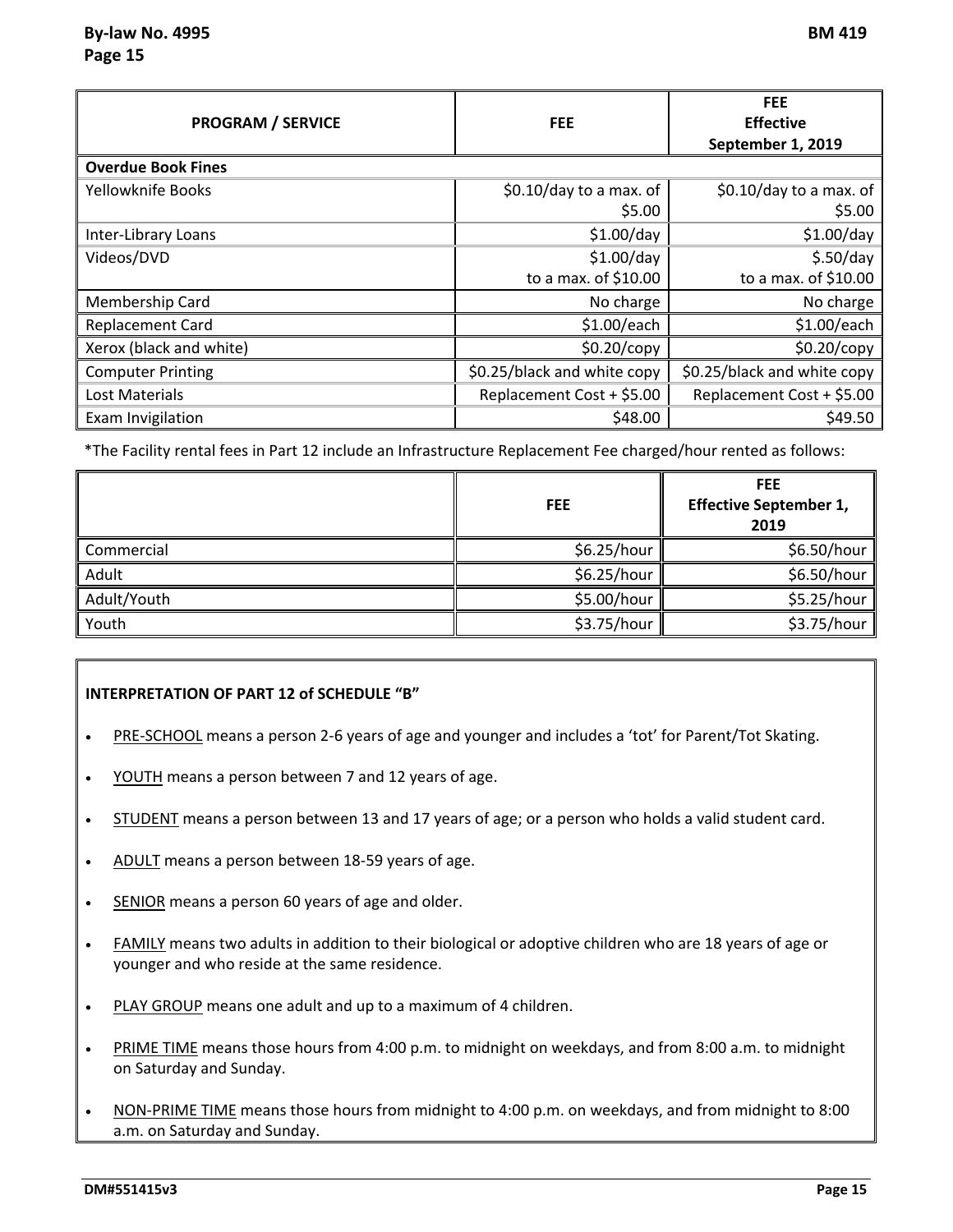| PROGRAM / SERVICE | FEE | FEE Effective September 1, 2019 |
|---|---|---|
| **Overdue Book Fines** | | |
| Yellowknife Books | $0.10/day to a max. of $5.00 | $0.10/day to a max. of $5.00 |
| Inter-Library Loans | $1.00/day | $1.00/day |
| Videos/DVD | $1.00/day to a max. of $10.00 | $.50/day to a max. of $10.00 |
| Membership Card | No charge | No charge |
| Replacement Card | $1.00/each | $1.00/each |
| Xerox (black and white) | $0.20/copy | $0.20/copy |
| Computer Printing | $0.25/black and white copy | $0.25/black and white copy |
| Lost Materials | Replacement Cost + $5.00 | Replacement Cost + $5.00 |
| Exam Invigilation | $48.00 | $49.50 |

*The Facility rental fees in Part 12 include an Infrastructure Replacement Fee charged/hour rented as follows:

| | FEE | FEE Effective September 1, 2019 |
|---|---|---|
| Commercial | $6.25/hour | $6.50/hour |
| Adult | $6.25/hour | $6.50/hour |
| Adult/Youth | $5.00/hour | $5.25/hour |
| Youth | $3.75/hour | $3.75/hour |

**INTERPRETATION OF PART 12 of SCHEDULE "B"**

- PRE-SCHOOL means a person 2-6 years of age and younger and includes a 'tot' for Parent/Tot Skating.
- YOUTH means a person between 7 and 12 years of age.
- STUDENT means a person between 13 and 17 years of age; or a person who holds a valid student card.
- ADULT means a person between 18-59 years of age.
- SENIOR means a person 60 years of age and older.
- FAMILY means two adults in addition to their biological or adoptive children who are 18 years of age or younger and who reside at the same residence.
- PLAY GROUP means one adult and up to a maximum of 4 children.
- PRIME TIME means those hours from 4:00 p.m. to midnight on weekdays, and from 8:00 a.m. to midnight on Saturday and Sunday.
- NON-PRIME TIME means those hours from midnight to 4:00 p.m. on weekdays, and from midnight to 8:00 a.m. on Saturday and Sunday.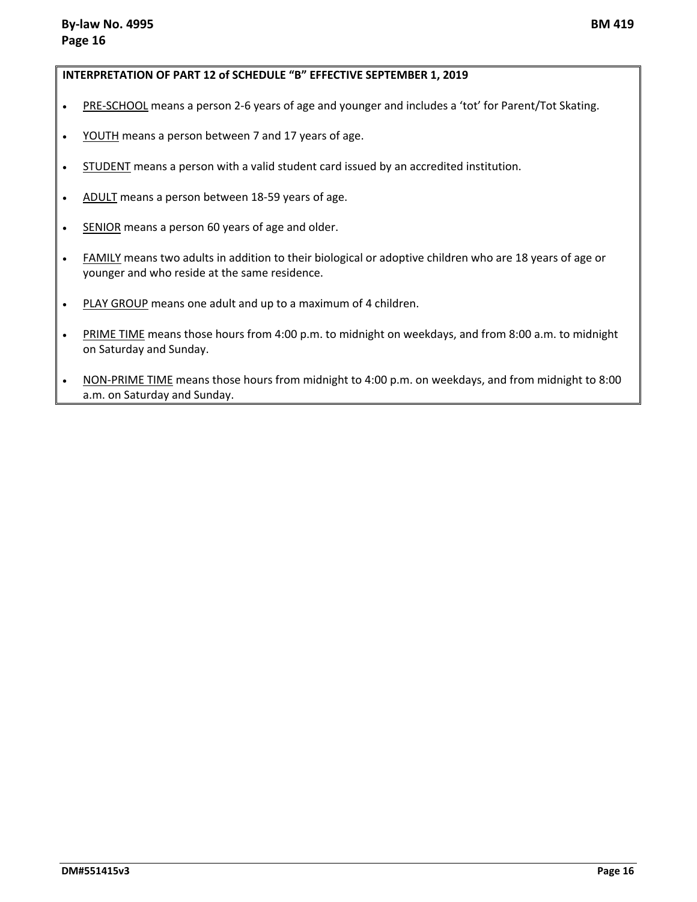**INTERPRETATION OF PART 12 of SCHEDULE "B" EFFECTIVE SEPTEMBER 1, 2019**

- PRE-SCHOOL means a person 2-6 years of age and younger and includes a 'tot' for Parent/Tot Skating.
- YOUTH means a person between 7 and 17 years of age.
- STUDENT means a person with a valid student card issued by an accredited institution.
- ADULT means a person between 18-59 years of age.
- SENIOR means a person 60 years of age and older.
- FAMILY means two adults in addition to their biological or adoptive children who are 18 years of age or younger and who reside at the same residence.
- PLAY GROUP means one adult and up to a maximum of 4 children.
- PRIME TIME means those hours from 4:00 p.m. to midnight on weekdays, and from 8:00 a.m. to midnight on Saturday and Sunday.
- NON-PRIME TIME means those hours from midnight to 4:00 p.m. on weekdays, and from midnight to 8:00 a.m. on Saturday and Sunday.